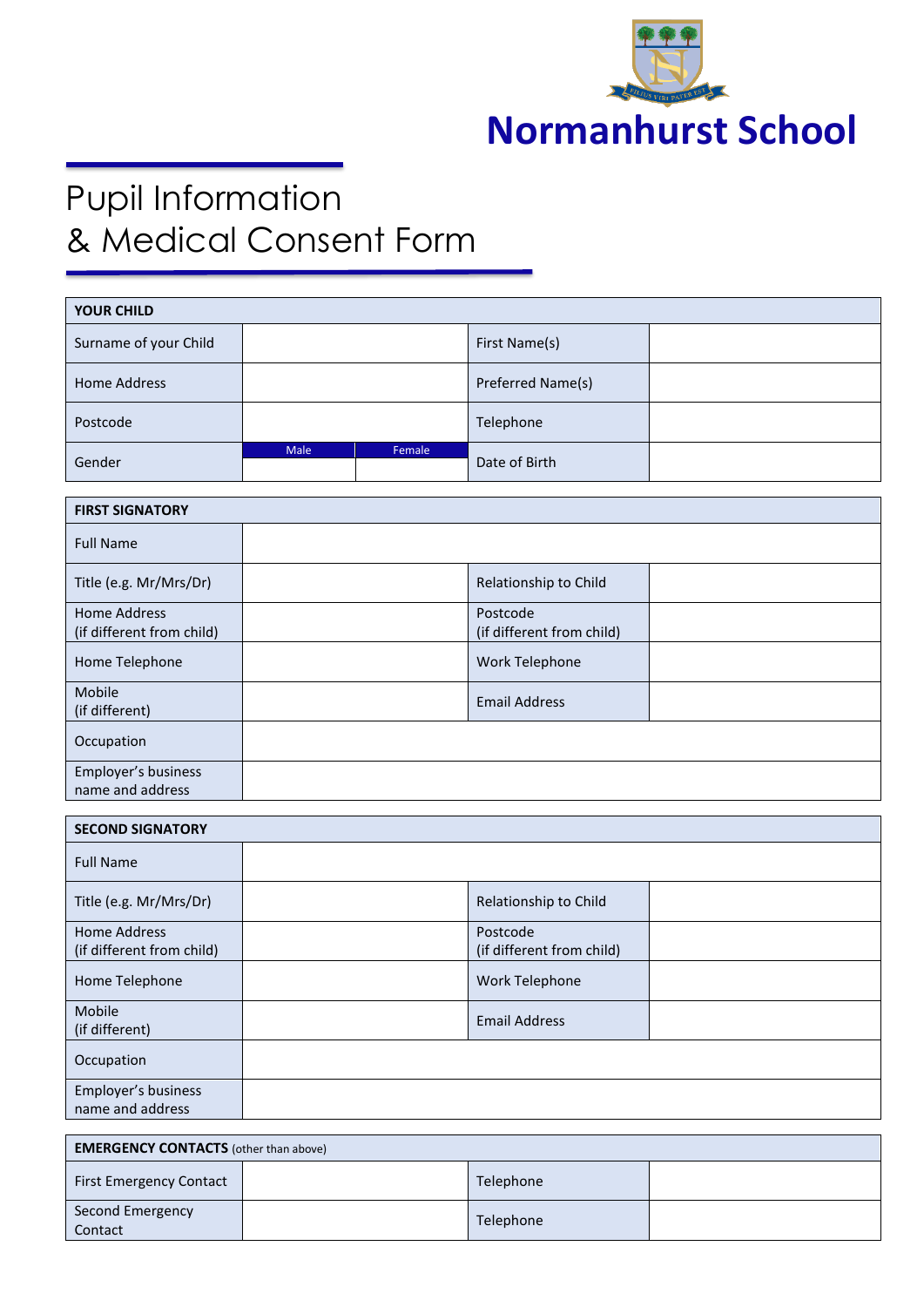Normanhurst School

# Pupil Information & Medical Consent Form

| YOUR CHILD | | | |
|---|---|---|---|
| Surname of your Child | | First Name(s) | |
| Home Address | | Preferred Name(s) | |
| Postcode | | Telephone | |
| Gender | Male / Female | Date of Birth | |

| FIRST SIGNATORY | | | |
|---|---|---|---|
| Full Name | | | |
| Title (e.g. Mr/Mrs/Dr) | | Relationship to Child | |
| Home Address (if different from child) | | Postcode (if different from child) | |
| Home Telephone | | Work Telephone | |
| Mobile (if different) | | Email Address | |
| Occupation | | | |
| Employer's business name and address | | | |

| SECOND SIGNATORY | | | |
|---|---|---|---|
| Full Name | | | |
| Title (e.g. Mr/Mrs/Dr) | | Relationship to Child | |
| Home Address (if different from child) | | Postcode (if different from child) | |
| Home Telephone | | Work Telephone | |
| Mobile (if different) | | Email Address | |
| Occupation | | | |
| Employer's business name and address | | | |

| EMERGENCY CONTACTS (other than above) | | | |
|---|---|---|---|
| First Emergency Contact | | Telephone | |
| Second Emergency Contact | | Telephone | |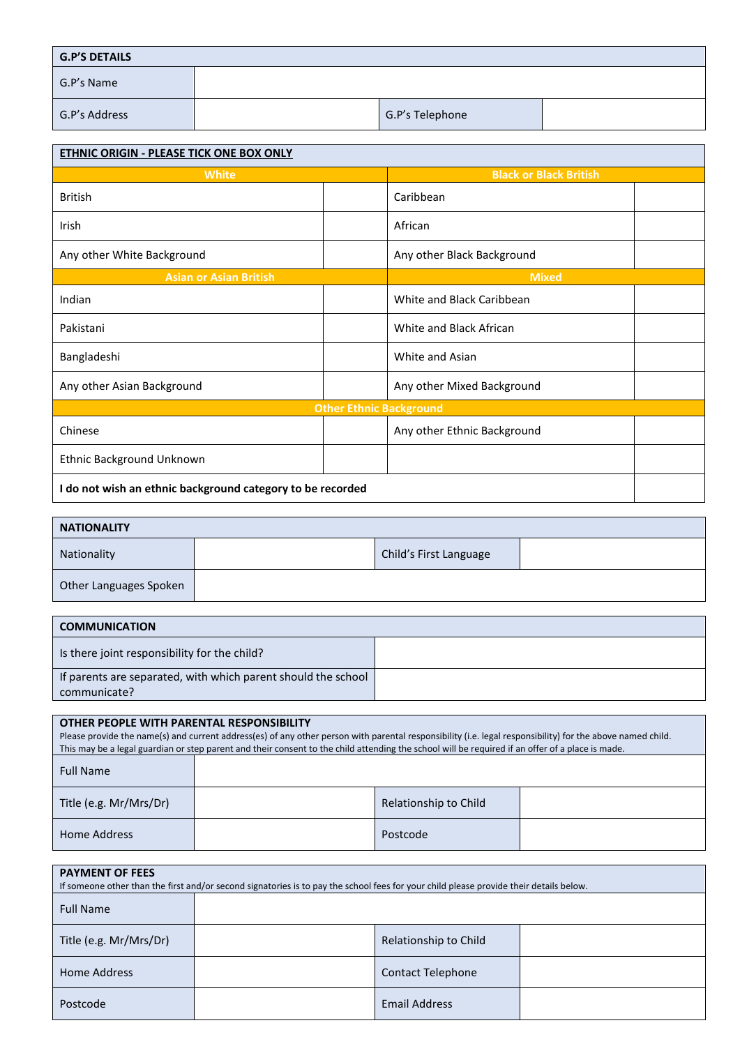| G.P'S DETAILS | | | |
|---|---|---|---|
| G.P's Name | | | |
| G.P's Address | | G.P's Telephone | |

| ETHNIC ORIGIN - PLEASE TICK ONE BOX ONLY | | | |
|---|---|---|---|
| **White** | | **Black or Black British** | |
| British | | Caribbean | |
| Irish | | African | |
| Any other White Background | | Any other Black Background | |
| **Asian or Asian British** | | **Mixed** | |
| Indian | | White and Black Caribbean | |
| Pakistani | | White and Black African | |
| Bangladeshi | | White and Asian | |
| Any other Asian Background | | Any other Mixed Background | |
| **Other Ethnic Background** | | | |
| Chinese | | Any other Ethnic Background | |
| Ethnic Background Unknown | | | |
| **I do not wish an ethnic background category to be recorded** | | | |

| NATIONALITY | | | |
|---|---|---|---|
| Nationality | | Child's First Language | |
| Other Languages Spoken | | | |

| COMMUNICATION | |
|---|---|
| Is there joint responsibility for the child? | |
| If parents are separated, with which parent should the school communicate? | |

**OTHER PEOPLE WITH PARENTAL RESPONSIBILITY**

Please provide the name(s) and current address(es) of any other person with parental responsibility (i.e. legal responsibility) for the above named child. This may be a legal guardian or step parent and their consent to the child attending the school will be required if an offer of a place is made.

| | | | |
|---|---|---|---|
| Full Name | | | |
| Title (e.g. Mr/Mrs/Dr) | | Relationship to Child | |
| Home Address | | Postcode | |

**PAYMENT OF FEES**

If someone other than the first and/or second signatories is to pay the school fees for your child please provide their details below.

| | | | |
|---|---|---|---|
| Full Name | | | |
| Title (e.g. Mr/Mrs/Dr) | | Relationship to Child | |
| Home Address | | Contact Telephone | |
| Postcode | | Email Address | |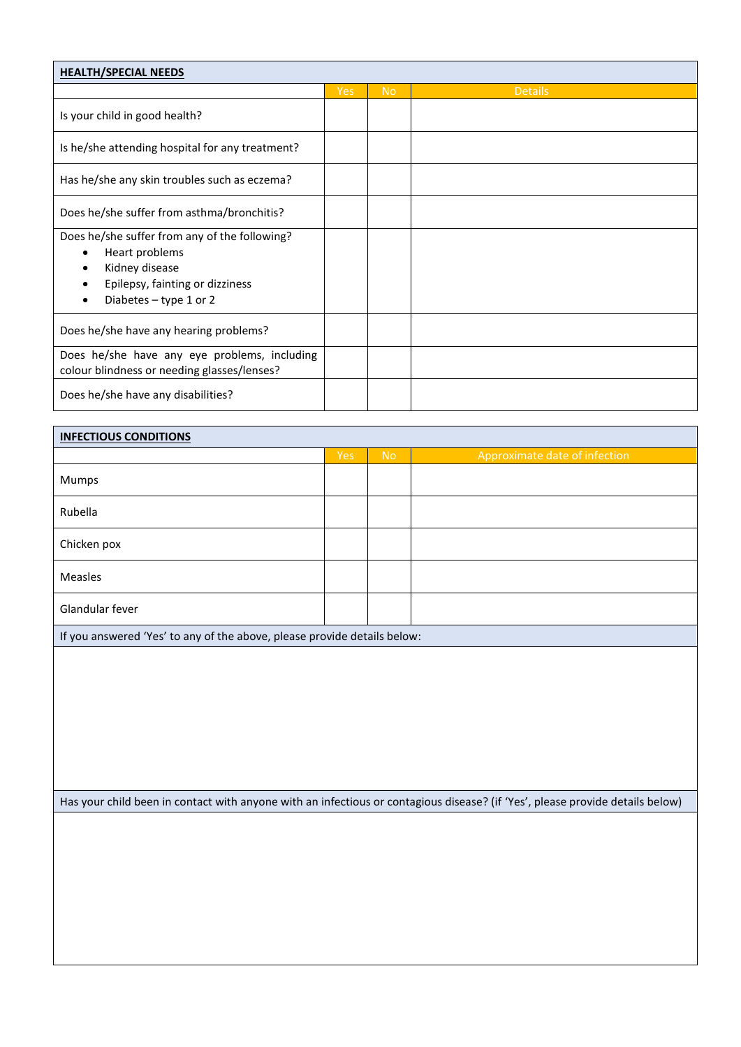## HEALTH/SPECIAL NEEDS

| | Yes | No | Details |
|---|---|---|---|
| Is your child in good health? | | | |
| Is he/she attending hospital for any treatment? | | | |
| Has he/she any skin troubles such as eczema? | | | |
| Does he/she suffer from asthma/bronchitis? | | | |
| Does he/she suffer from any of the following?<br>• Heart problems<br>• Kidney disease<br>• Epilepsy, fainting or dizziness<br>• Diabetes – type 1 or 2 | | | |
| Does he/she have any hearing problems? | | | |
| Does he/she have any eye problems, including colour blindness or needing glasses/lenses? | | | |
| Does he/she have any disabilities? | | | |

## INFECTIOUS CONDITIONS

| | Yes | No | Approximate date of infection |
|---|---|---|---|
| Mumps | | | |
| Rubella | | | |
| Chicken pox | | | |
| Measles | | | |
| Glandular fever | | | |

If you answered 'Yes' to any of the above, please provide details below:

Has your child been in contact with anyone with an infectious or contagious disease? (if 'Yes', please provide details below)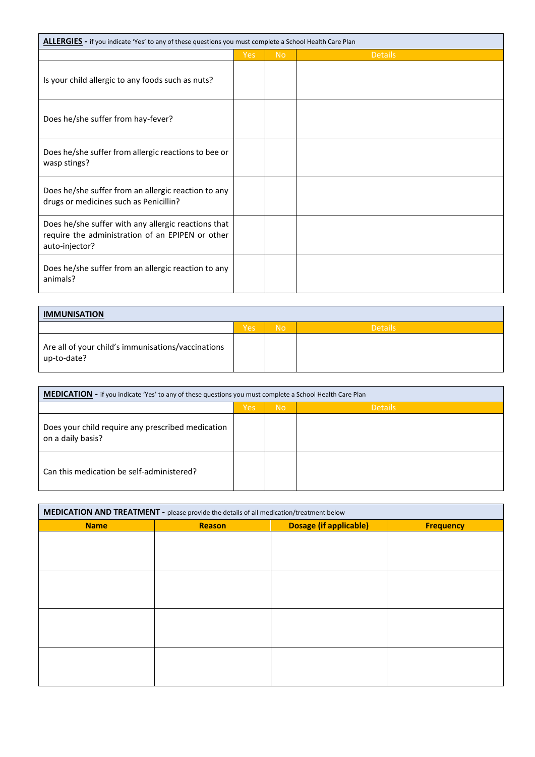| **ALLERGIES** - if you indicate 'Yes' to any of these questions you must complete a School Health Care Plan | | | |
|---|---|---|---|
| | Yes | No | Details |
| Is your child allergic to any foods such as nuts? | | | |
| Does he/she suffer from hay-fever? | | | |
| Does he/she suffer from allergic reactions to bee or wasp stings? | | | |
| Does he/she suffer from an allergic reaction to any drugs or medicines such as Penicillin? | | | |
| Does he/she suffer with any allergic reactions that require the administration of an EPIPEN or other auto-injector? | | | |
| Does he/she suffer from an allergic reaction to any animals? | | | |

| **IMMUNISATION** | | | |
|---|---|---|---|
| | Yes | No | Details |
| Are all of your child's immunisations/vaccinations up-to-date? | | | |

| **MEDICATION** - if you indicate 'Yes' to any of these questions you must complete a School Health Care Plan | | | |
|---|---|---|---|
| | Yes | No | Details |
| Does your child require any prescribed medication on a daily basis? | | | |
| Can this medication be self-administered? | | | |

| **MEDICATION AND TREATMENT** - please provide the details of all medication/treatment below | | | |
|---|---|---|---|
| **Name** | **Reason** | **Dosage (if applicable)** | **Frequency** |
| | | | |
| | | | |
| | | | |
| | | | |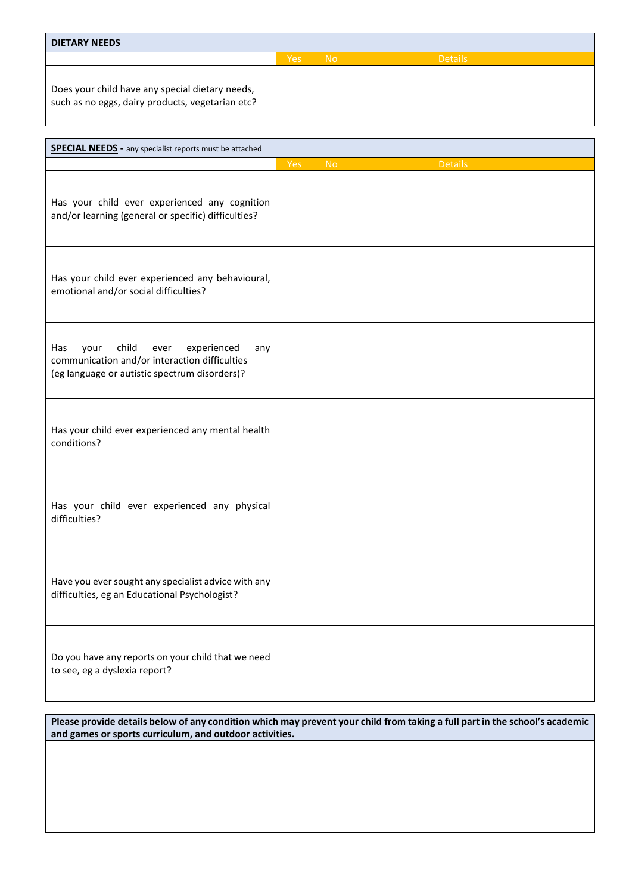| **DIETARY NEEDS** | | | |
|---|---|---|---|
| | Yes | No | Details |
| Does your child have any special dietary needs, such as no eggs, dairy products, vegetarian etc? | | | |

| **SPECIAL NEEDS** - any specialist reports must be attached | | | |
|---|---|---|---|
| | Yes | No | Details |
| Has your child ever experienced any cognition and/or learning (general or specific) difficulties? | | | |
| Has your child ever experienced any behavioural, emotional and/or social difficulties? | | | |
| Has your child ever experienced any communication and/or interaction difficulties (eg language or autistic spectrum disorders)? | | | |
| Has your child ever experienced any mental health conditions? | | | |
| Has your child ever experienced any physical difficulties? | | | |
| Have you ever sought any specialist advice with any difficulties, eg an Educational Psychologist? | | | |
| Do you have any reports on your child that we need to see, eg a dyslexia report? | | | |

| **Please provide details below of any condition which may prevent your child from taking a full part in the school's academic and games or sports curriculum, and outdoor activities.** |
|---|
| |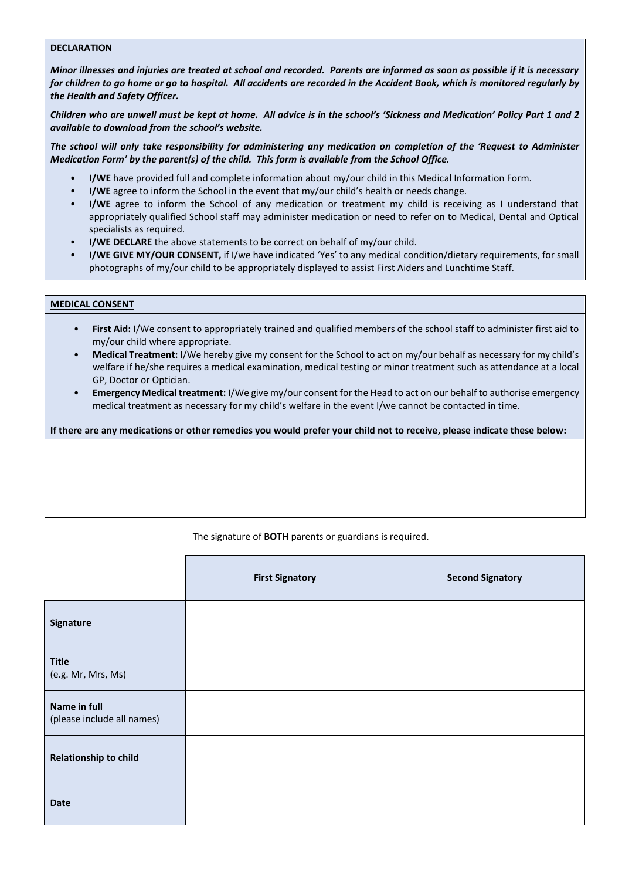**DECLARATION**

***Minor illnesses and injuries are treated at school and recorded. Parents are informed as soon as possible if it is necessary for children to go home or go to hospital. All accidents are recorded in the Accident Book, which is monitored regularly by the Health and Safety Officer.***

***Children who are unwell must be kept at home. All advice is in the school's 'Sickness and Medication' Policy Part 1 and 2 available to download from the school's website.***

***The school will only take responsibility for administering any medication on completion of the 'Request to Administer Medication Form' by the parent(s) of the child. This form is available from the School Office.***

- **I/WE** have provided full and complete information about my/our child in this Medical Information Form.
- **I/WE** agree to inform the School in the event that my/our child's health or needs change.
- **I/WE** agree to inform the School of any medication or treatment my child is receiving as I understand that appropriately qualified School staff may administer medication or need to refer on to Medical, Dental and Optical specialists as required.
- **I/WE DECLARE** the above statements to be correct on behalf of my/our child.
- **I/WE GIVE MY/OUR CONSENT,** if I/we have indicated 'Yes' to any medical condition/dietary requirements, for small photographs of my/our child to be appropriately displayed to assist First Aiders and Lunchtime Staff.

**MEDICAL CONSENT**

- **First Aid:** I/We consent to appropriately trained and qualified members of the school staff to administer first aid to my/our child where appropriate.
- **Medical Treatment:** I/We hereby give my consent for the School to act on my/our behalf as necessary for my child's welfare if he/she requires a medical examination, medical testing or minor treatment such as attendance at a local GP, Doctor or Optician.
- **Emergency Medical treatment:** I/We give my/our consent for the Head to act on our behalf to authorise emergency medical treatment as necessary for my child's welfare in the event I/we cannot be contacted in time.

**If there are any medications or other remedies you would prefer your child not to receive, please indicate these below:**

The signature of **BOTH** parents or guardians is required.

| | **First Signatory** | **Second Signatory** |
|---|---|---|
| **Signature** | | |
| **Title** (e.g. Mr, Mrs, Ms) | | |
| **Name in full** (please include all names) | | |
| **Relationship to child** | | |
| **Date** | | |